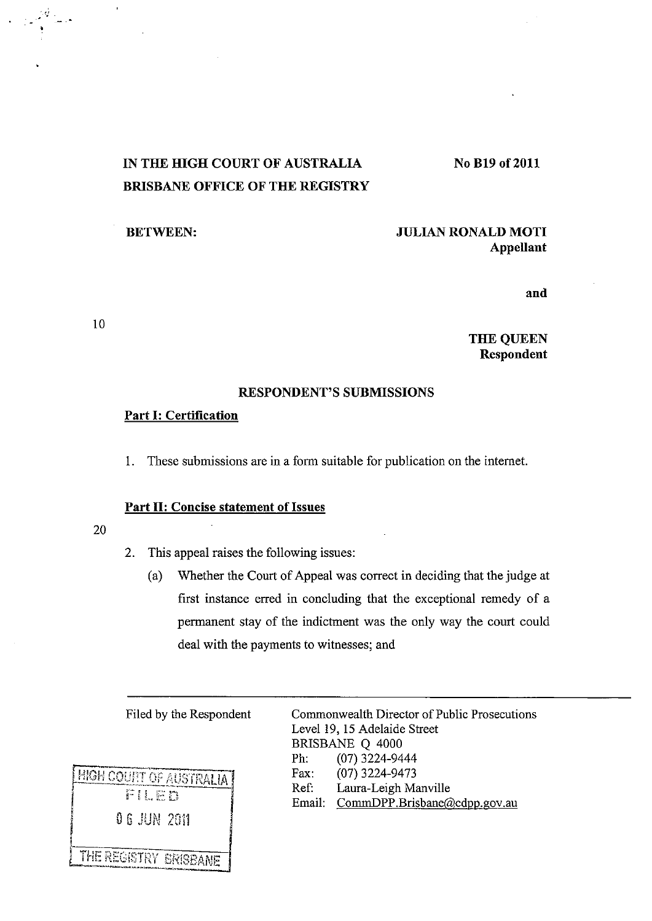IN THE HIGH COURT OF AUSTRALIA
BRISBANE OFFICE OF THE REGISTRY

No B19 of 2011

BETWEEN:

**JULIAN RONALD MOTI**
**Appellant**

**and**

**THE QUEEN**
**Respondent**

## RESPONDENT'S SUBMISSIONS

### Part I: Certification

1. These submissions are in a form suitable for publication on the internet.

### Part II: Concise statement of Issues

2. This appeal raises the following issues:

   (a) Whether the Court of Appeal was correct in deciding that the judge at first instance erred in concluding that the exceptional remedy of a permanent stay of the indictment was the only way the court could deal with the payments to witnesses; and

---

Filed by the Respondent

Commonwealth Director of Public Prosecutions
Level 19, 15 Adelaide Street
BRISBANE Q 4000
Ph: (07) 3224-9444
Fax: (07) 3224-9473
Ref: Laura-Leigh Manville
Email: CommDPP.Brisbane@cdpp.gov.au

HIGH COURT OF AUSTRALIA
FILED
06 JUN 2011
THE REGISTRY BRISBANE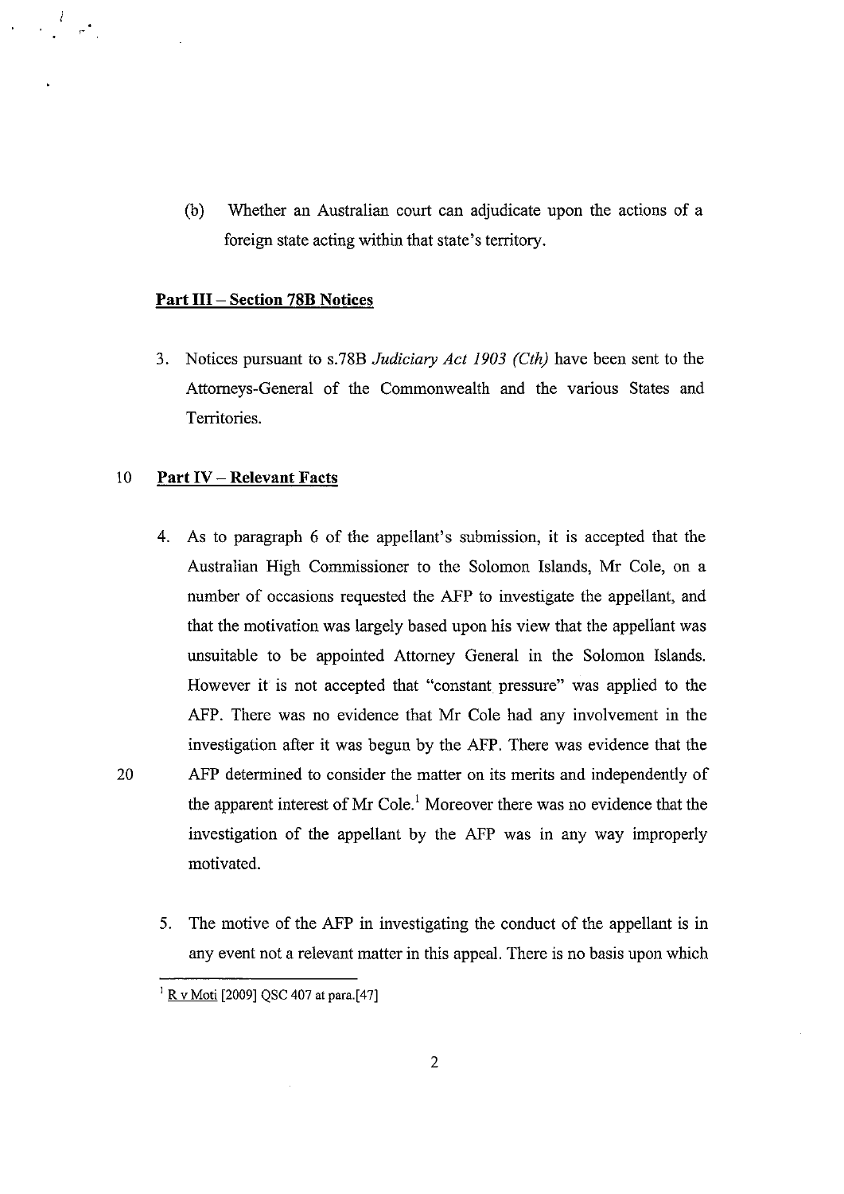(b) Whether an Australian court can adjudicate upon the actions of a foreign state acting within that state's territory.

**Part III – Section 78B Notices**

3. Notices pursuant to s.78B *Judiciary Act 1903 (Cth)* have been sent to the Attorneys-General of the Commonwealth and the various States and Territories.

**Part IV – Relevant Facts**

4. As to paragraph 6 of the appellant's submission, it is accepted that the Australian High Commissioner to the Solomon Islands, Mr Cole, on a number of occasions requested the AFP to investigate the appellant, and that the motivation was largely based upon his view that the appellant was unsuitable to be appointed Attorney General in the Solomon Islands. However it is not accepted that "constant pressure" was applied to the AFP. There was no evidence that Mr Cole had any involvement in the investigation after it was begun by the AFP. There was evidence that the AFP determined to consider the matter on its merits and independently of the apparent interest of Mr Cole.[1] Moreover there was no evidence that the investigation of the appellant by the AFP was in any way improperly motivated.

5. The motive of the AFP in investigating the conduct of the appellant is in any event not a relevant matter in this appeal. There is no basis upon which

[1] R v Moti [2009] QSC 407 at para.[47]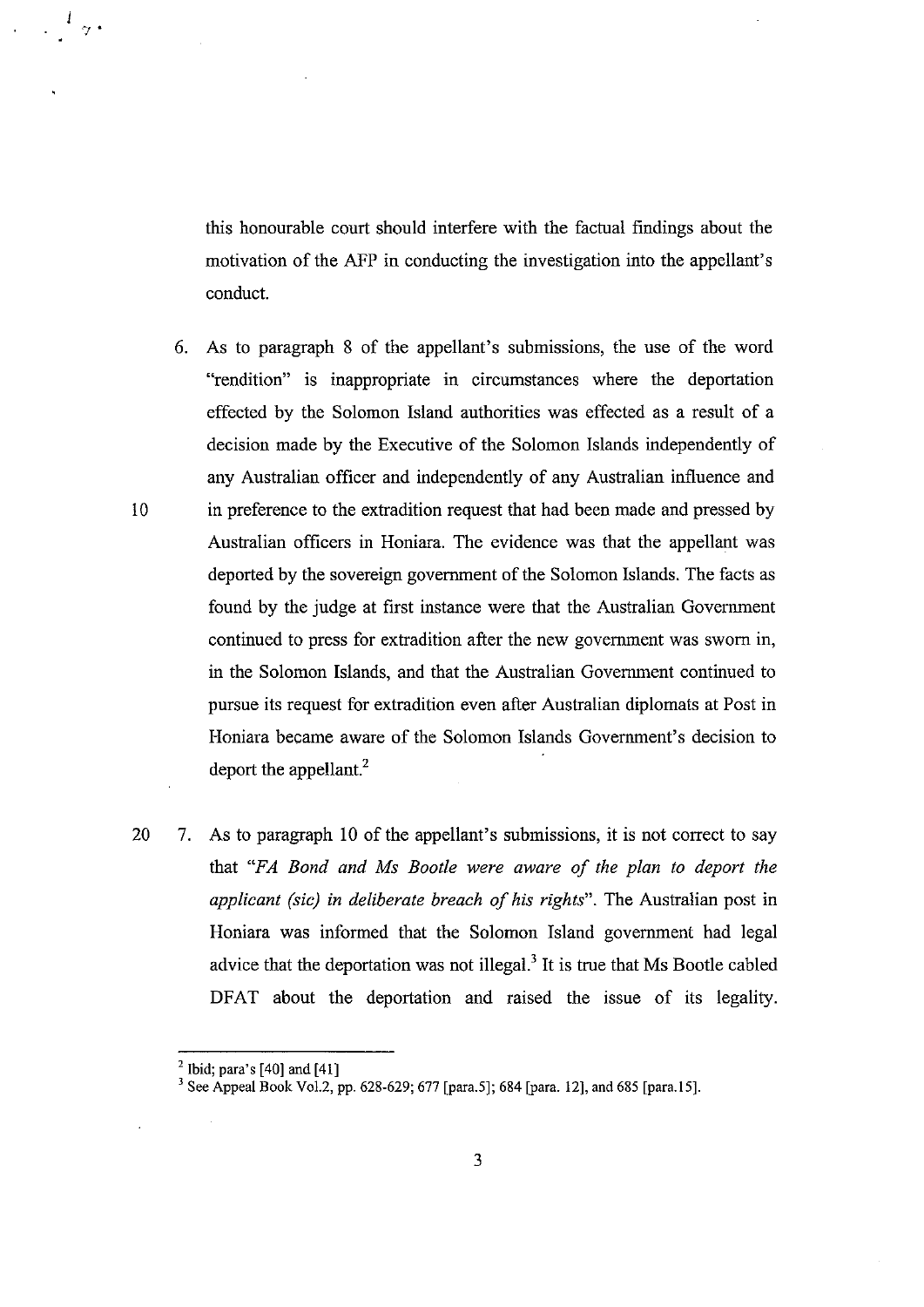this honourable court should interfere with the factual findings about the motivation of the AFP in conducting the investigation into the appellant's conduct.

6. As to paragraph 8 of the appellant's submissions, the use of the word "rendition" is inappropriate in circumstances where the deportation effected by the Solomon Island authorities was effected as a result of a decision made by the Executive of the Solomon Islands independently of any Australian officer and independently of any Australian influence and in preference to the extradition request that had been made and pressed by Australian officers in Honiara. The evidence was that the appellant was deported by the sovereign government of the Solomon Islands. The facts as found by the judge at first instance were that the Australian Government continued to press for extradition after the new government was sworn in, in the Solomon Islands, and that the Australian Government continued to pursue its request for extradition even after Australian diplomats at Post in Honiara became aware of the Solomon Islands Government's decision to deport the appellant.[2]

7. As to paragraph 10 of the appellant's submissions, it is not correct to say that "*FA Bond and Ms Bootle were aware of the plan to deport the applicant (sic) in deliberate breach of his rights*". The Australian post in Honiara was informed that the Solomon Island government had legal advice that the deportation was not illegal.[3] It is true that Ms Bootle cabled DFAT about the deportation and raised the issue of its legality.

---

[2] Ibid; para's [40] and [41]

[3] See Appeal Book Vol.2, pp. 628-629; 677 [para.5]; 684 [para. 12], and 685 [para.15].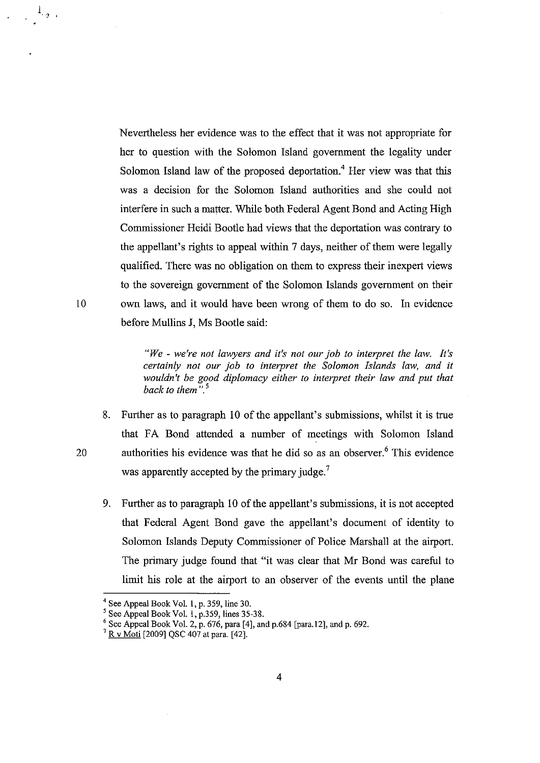Nevertheless her evidence was to the effect that it was not appropriate for her to question with the Solomon Island government the legality under Solomon Island law of the proposed deportation.[4] Her view was that this was a decision for the Solomon Island authorities and she could not interfere in such a matter. While both Federal Agent Bond and Acting High Commissioner Heidi Bootle had views that the deportation was contrary to the appellant's rights to appeal within 7 days, neither of them were legally qualified. There was no obligation on them to express their inexpert views to the sovereign government of the Solomon Islands government on their own laws, and it would have been wrong of them to do so. In evidence before Mullins J, Ms Bootle said:

> *"We - we're not lawyers and it's not our job to interpret the law. It's certainly not our job to interpret the Solomon Islands law, and it wouldn't be good diplomacy either to interpret their law and put that back to them".*[5]

8. Further as to paragraph 10 of the appellant's submissions, whilst it is true that FA Bond attended a number of meetings with Solomon Island authorities his evidence was that he did so as an observer.[6] This evidence was apparently accepted by the primary judge.[7]

9. Further as to paragraph 10 of the appellant's submissions, it is not accepted that Federal Agent Bond gave the appellant's document of identity to Solomon Islands Deputy Commissioner of Police Marshall at the airport. The primary judge found that "it was clear that Mr Bond was careful to limit his role at the airport to an observer of the events until the plane

---

[4] See Appeal Book Vol. 1, p. 359, line 30.

[5] See Appeal Book Vol. 1, p.359, lines 35-38.

[6] See Appeal Book Vol. 2, p. 676, para [4], and p.684 [para.12], and p. 692.

[7] R v Moti [2009] QSC 407 at para. [42].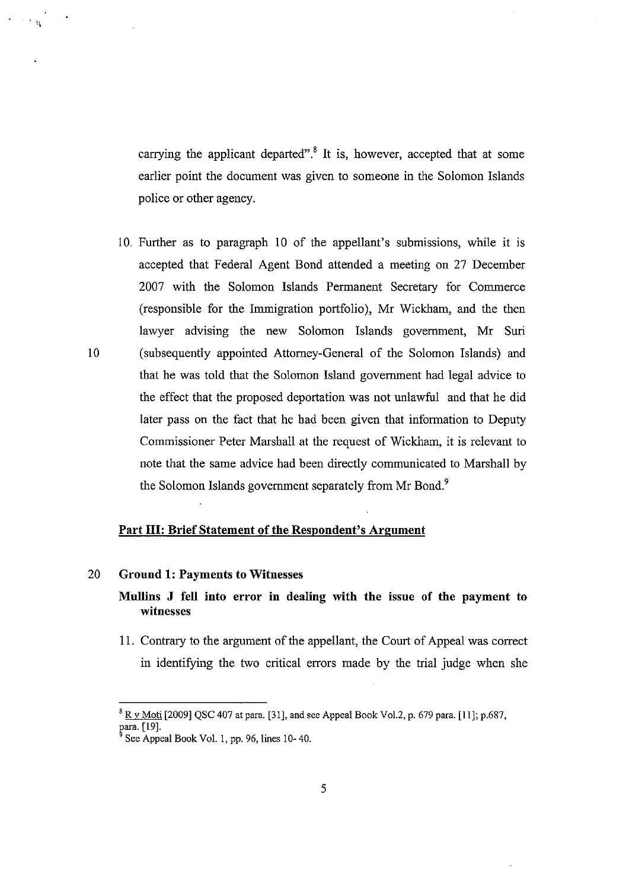carrying the applicant departed".[8] It is, however, accepted that at some earlier point the document was given to someone in the Solomon Islands police or other agency.

10. Further as to paragraph 10 of the appellant's submissions, while it is accepted that Federal Agent Bond attended a meeting on 27 December 2007 with the Solomon Islands Permanent Secretary for Commerce (responsible for the Immigration portfolio), Mr Wickham, and the then lawyer advising the new Solomon Islands government, Mr Suri (subsequently appointed Attorney-General of the Solomon Islands) and that he was told that the Solomon Island government had legal advice to the effect that the proposed deportation was not unlawful and that he did later pass on the fact that he had been given that information to Deputy Commissioner Peter Marshall at the request of Wickham, it is relevant to note that the same advice had been directly communicated to Marshall by the Solomon Islands government separately from Mr Bond.[9]

## Part III: Brief Statement of the Respondent's Argument

### Ground 1: Payments to Witnesses

**Mullins J fell into error in dealing with the issue of the payment to witnesses**

11. Contrary to the argument of the appellant, the Court of Appeal was correct in identifying the two critical errors made by the trial judge when she

---

[8] R v Moti [2009] QSC 407 at para. [31], and see Appeal Book Vol.2, p. 679 para. [11]; p.687, para. [19].

[9] See Appeal Book Vol. 1, pp. 96, lines 10- 40.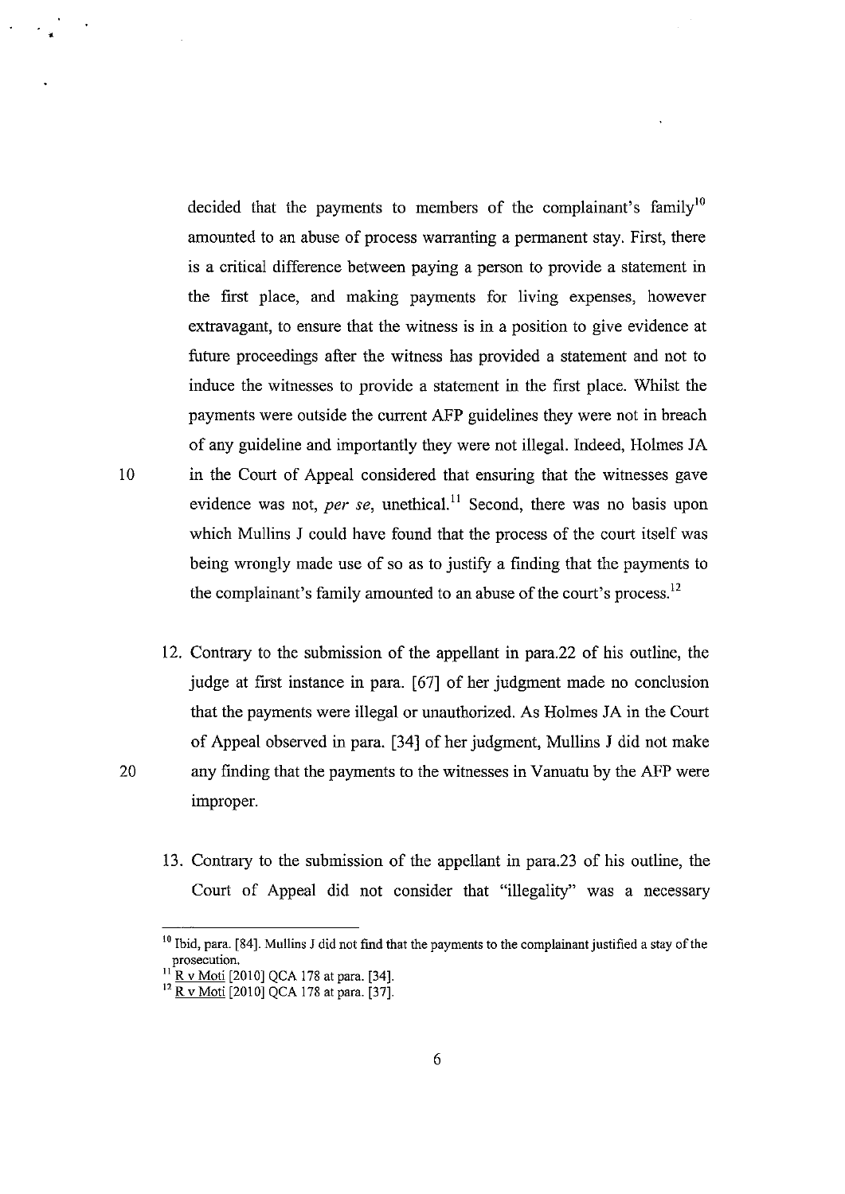decided that the payments to members of the complainant's family[10] amounted to an abuse of process warranting a permanent stay. First, there is a critical difference between paying a person to provide a statement in the first place, and making payments for living expenses, however extravagant, to ensure that the witness is in a position to give evidence at future proceedings after the witness has provided a statement and not to induce the witnesses to provide a statement in the first place. Whilst the payments were outside the current AFP guidelines they were not in breach of any guideline and importantly they were not illegal. Indeed, Holmes JA in the Court of Appeal considered that ensuring that the witnesses gave evidence was not, *per se*, unethical.[11] Second, there was no basis upon which Mullins J could have found that the process of the court itself was being wrongly made use of so as to justify a finding that the payments to the complainant's family amounted to an abuse of the court's process.[12]

12. Contrary to the submission of the appellant in para.22 of his outline, the judge at first instance in para. [67] of her judgment made no conclusion that the payments were illegal or unauthorized. As Holmes JA in the Court of Appeal observed in para. [34] of her judgment, Mullins J did not make any finding that the payments to the witnesses in Vanuatu by the AFP were improper.

13. Contrary to the submission of the appellant in para.23 of his outline, the Court of Appeal did not consider that "illegality" was a necessary

---

[10] Ibid, para. [84]. Mullins J did not find that the payments to the complainant justified a stay of the prosecution.

[11] R v Moti [2010] QCA 178 at para. [34].

[12] R v Moti [2010] QCA 178 at para. [37].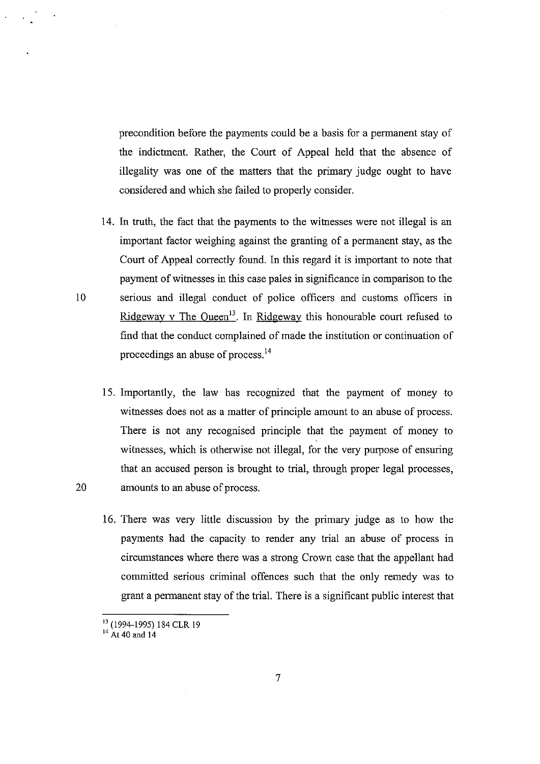precondition before the payments could be a basis for a permanent stay of the indictment. Rather, the Court of Appeal held that the absence of illegality was one of the matters that the primary judge ought to have considered and which she failed to properly consider.

14. In truth, the fact that the payments to the witnesses were not illegal is an important factor weighing against the granting of a permanent stay, as the Court of Appeal correctly found. In this regard it is important to note that payment of witnesses in this case pales in significance in comparison to the serious and illegal conduct of police officers and customs officers in Ridgeway v The Queen[13]. In Ridgeway this honourable court refused to find that the conduct complained of made the institution or continuation of proceedings an abuse of process.[14]

15. Importantly, the law has recognized that the payment of money to witnesses does not as a matter of principle amount to an abuse of process. There is not any recognised principle that the payment of money to witnesses, which is otherwise not illegal, for the very purpose of ensuring that an accused person is brought to trial, through proper legal processes, amounts to an abuse of process.

16. There was very little discussion by the primary judge as to how the payments had the capacity to render any trial an abuse of process in circumstances where there was a strong Crown case that the appellant had committed serious criminal offences such that the only remedy was to grant a permanent stay of the trial. There is a significant public interest that

---

[13] (1994-1995) 184 CLR 19

[14] At 40 and 14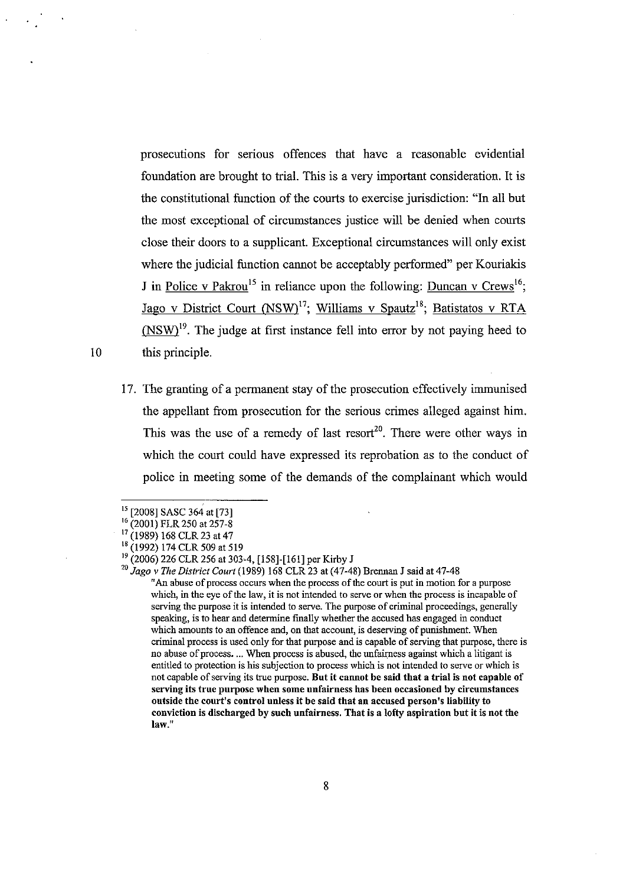prosecutions for serious offences that have a reasonable evidential foundation are brought to trial. This is a very important consideration. It is the constitutional function of the courts to exercise jurisdiction: "In all but the most exceptional of circumstances justice will be denied when courts close their doors to a supplicant. Exceptional circumstances will only exist where the judicial function cannot be acceptably performed" per Kouriakis J in Police v Pakrou[15] in reliance upon the following: Duncan v Crews[16]; Jago v District Court (NSW)[17]; Williams v Spautz[18]; Batistatos v RTA (NSW)[19]. The judge at first instance fell into error by not paying heed to this principle.

17. The granting of a permanent stay of the prosecution effectively immunised the appellant from prosecution for the serious crimes alleged against him. This was the use of a remedy of last resort[20]. There were other ways in which the court could have expressed its reprobation as to the conduct of police in meeting some of the demands of the complainant which would

---

[15] [2008] SASC 364 at [73]

[16] (2001) FLR 250 at 257-8

[17] (1989) 168 CLR 23 at 47

[18] (1992) 174 CLR 509 at 519

[19] (2006) 226 CLR 256 at 303-4, [158]-[161] per Kirby J

[20] *Jago v The District Court* (1989) 168 CLR 23 at (47-48) Brennan J said at 47-48

> "An abuse of process occurs when the process of the court is put in motion for a purpose which, in the eye of the law, it is not intended to serve or when the process is incapable of serving the purpose it is intended to serve. The purpose of criminal proceedings, generally speaking, is to hear and determine finally whether the accused has engaged in conduct which amounts to an offence and, on that account, is deserving of punishment. When criminal process is used only for that purpose and is capable of serving that purpose, there is no abuse of process. ... When process is abused, the unfairness against which a litigant is entitled to protection is his subjection to process which is not intended to serve or which is not capable of serving its true purpose. **But it cannot be said that a trial is not capable of serving its true purpose when some unfairness has been occasioned by circumstances outside the court's control unless it be said that an accused person's liability to conviction is discharged by such unfairness. That is a lofty aspiration but it is not the law.**"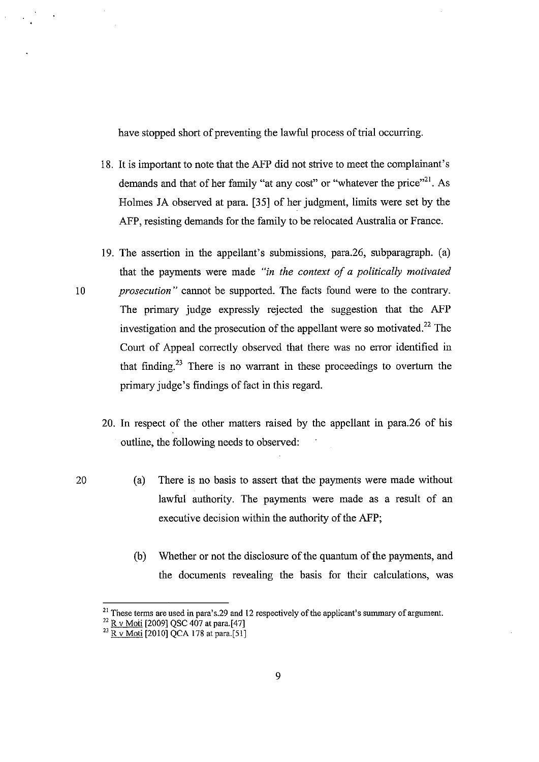have stopped short of preventing the lawful process of trial occurring.

18. It is important to note that the AFP did not strive to meet the complainant's demands and that of her family "at any cost" or "whatever the price"[21]. As Holmes JA observed at para. [35] of her judgment, limits were set by the AFP, resisting demands for the family to be relocated Australia or France.

19. The assertion in the appellant's submissions, para.26, subparagraph. (a) that the payments were made *"in the context of a politically motivated prosecution"* cannot be supported. The facts found were to the contrary. The primary judge expressly rejected the suggestion that the AFP investigation and the prosecution of the appellant were so motivated.[22] The Court of Appeal correctly observed that there was no error identified in that finding.[23] There is no warrant in these proceedings to overturn the primary judge's findings of fact in this regard.

20. In respect of the other matters raised by the appellant in para.26 of his outline, the following needs to observed:

    (a) There is no basis to assert that the payments were made without lawful authority. The payments were made as a result of an executive decision within the authority of the AFP;

    (b) Whether or not the disclosure of the quantum of the payments, and the documents revealing the basis for their calculations, was

---

[21] These terms are used in para's.29 and 12 respectively of the applicant's summary of argument.

[22] R v Moti [2009] QSC 407 at para.[47]

[23] R v Moti [2010] QCA 178 at para.[51]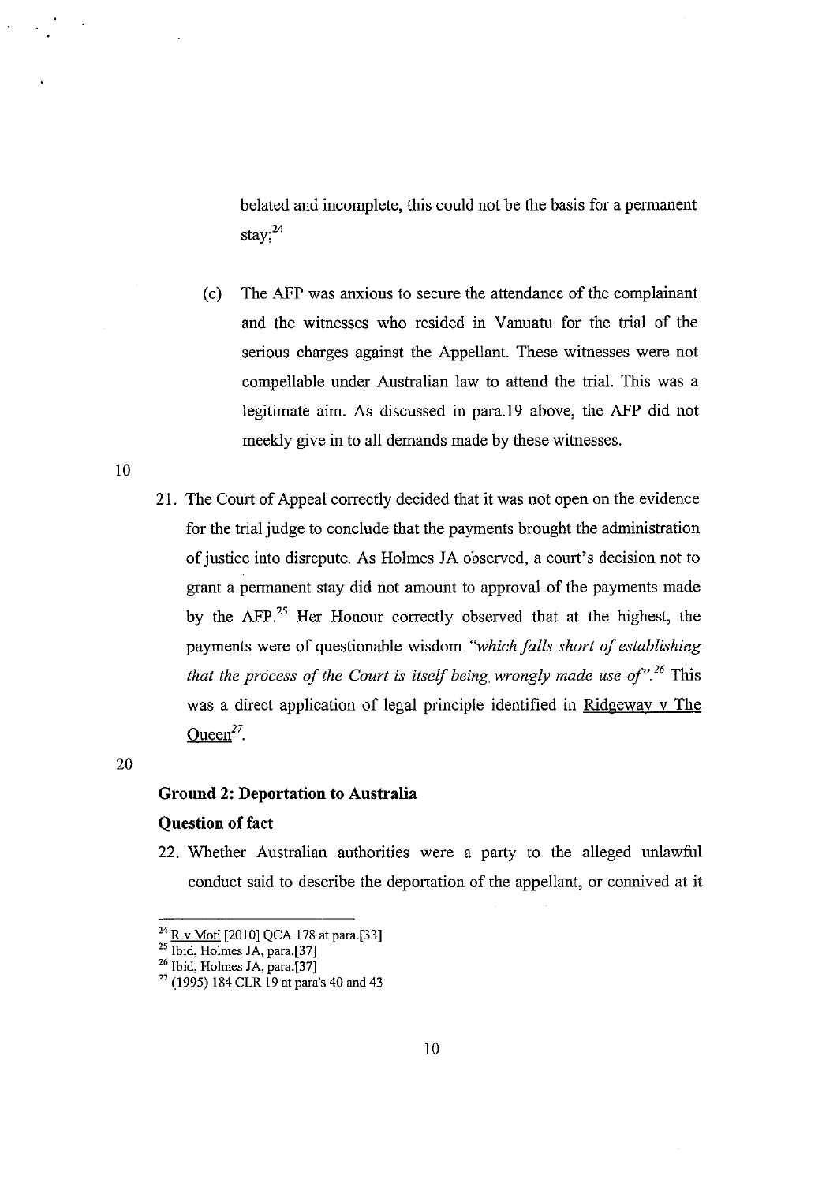belated and incomplete, this could not be the basis for a permanent stay;[24]

(c) The AFP was anxious to secure the attendance of the complainant and the witnesses who resided in Vanuatu for the trial of the serious charges against the Appellant. These witnesses were not compellable under Australian law to attend the trial. This was a legitimate aim. As discussed in para.19 above, the AFP did not meekly give in to all demands made by these witnesses.

21. The Court of Appeal correctly decided that it was not open on the evidence for the trial judge to conclude that the payments brought the administration of justice into disrepute. As Holmes JA observed, a court's decision not to grant a permanent stay did not amount to approval of the payments made by the AFP.[25] Her Honour correctly observed that at the highest, the payments were of questionable wisdom *"which falls short of establishing that the process of the Court is itself being wrongly made use of"*.[26] This was a direct application of legal principle identified in Ridgeway v The Queen[27].

### Ground 2: Deportation to Australia

### Question of fact

22. Whether Australian authorities were a party to the alleged unlawful conduct said to describe the deportation of the appellant, or connived at it

---

[24] R v Moti [2010] QCA 178 at para.[33]

[25] Ibid, Holmes JA, para.[37]

[26] Ibid, Holmes JA, para.[37]

[27] (1995) 184 CLR 19 at para's 40 and 43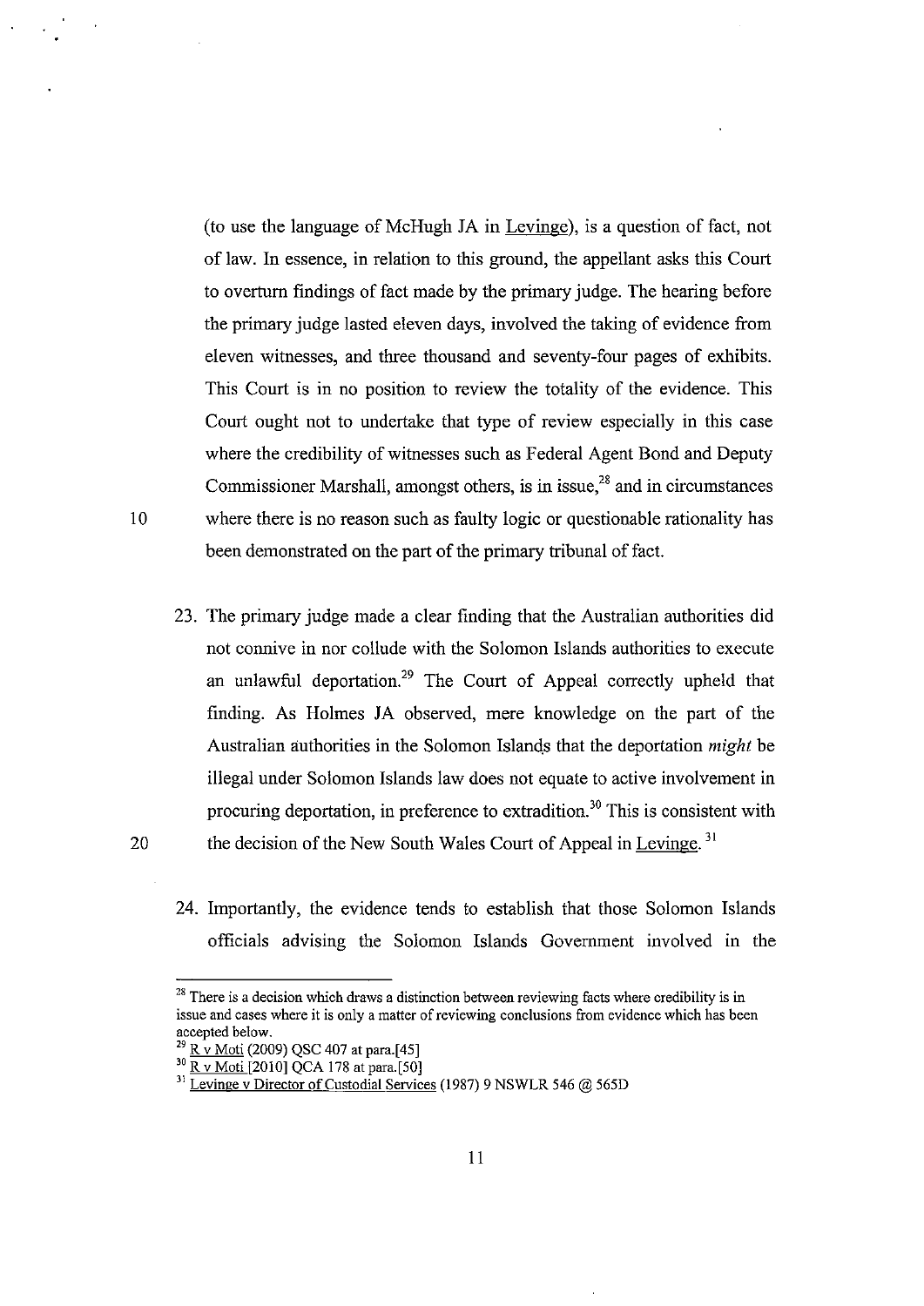(to use the language of McHugh JA in Levinge), is a question of fact, not of law. In essence, in relation to this ground, the appellant asks this Court to overturn findings of fact made by the primary judge. The hearing before the primary judge lasted eleven days, involved the taking of evidence from eleven witnesses, and three thousand and seventy-four pages of exhibits. This Court is in no position to review the totality of the evidence. This Court ought not to undertake that type of review especially in this case where the credibility of witnesses such as Federal Agent Bond and Deputy Commissioner Marshall, amongst others, is in issue,[28] and in circumstances where there is no reason such as faulty logic or questionable rationality has been demonstrated on the part of the primary tribunal of fact.

23. The primary judge made a clear finding that the Australian authorities did not connive in nor collude with the Solomon Islands authorities to execute an unlawful deportation.[29] The Court of Appeal correctly upheld that finding. As Holmes JA observed, mere knowledge on the part of the Australian authorities in the Solomon Islands that the deportation *might* be illegal under Solomon Islands law does not equate to active involvement in procuring deportation, in preference to extradition.[30] This is consistent with the decision of the New South Wales Court of Appeal in Levinge.[31]

24. Importantly, the evidence tends to establish that those Solomon Islands officials advising the Solomon Islands Government involved in the

---

[28] There is a decision which draws a distinction between reviewing facts where credibility is in issue and cases where it is only a matter of reviewing conclusions from evidence which has been accepted below.

[29] R v Moti (2009) QSC 407 at para.[45]

[30] R v Moti [2010] QCA 178 at para.[50]

[31] Levinge v Director of Custodial Services (1987) 9 NSWLR 546 @ 565D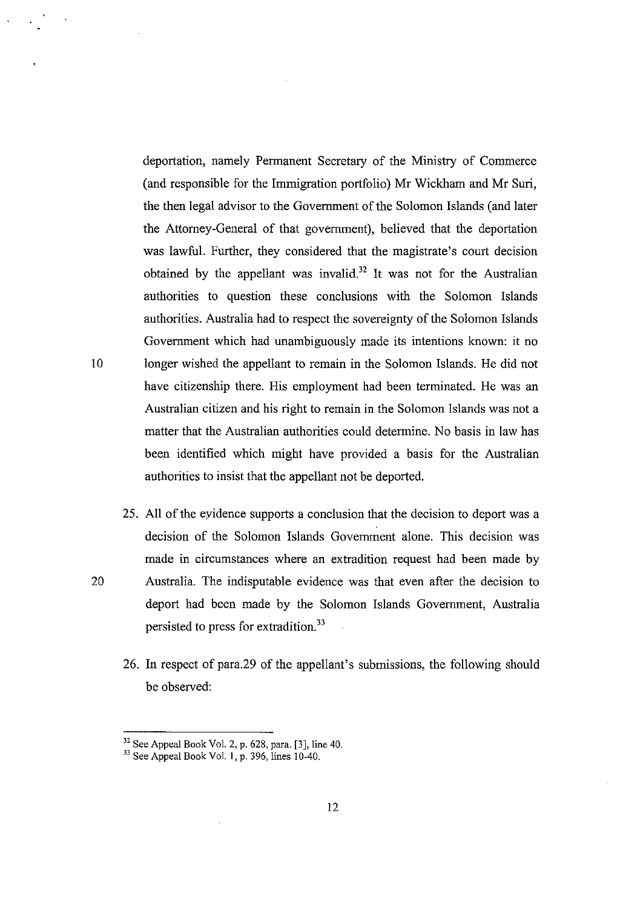deportation, namely Permanent Secretary of the Ministry of Commerce (and responsible for the Immigration portfolio) Mr Wickham and Mr Suri, the then legal advisor to the Government of the Solomon Islands (and later the Attorney-General of that government), believed that the deportation was lawful. Further, they considered that the magistrate's court decision obtained by the appellant was invalid.[32] It was not for the Australian authorities to question these conclusions with the Solomon Islands authorities. Australia had to respect the sovereignty of the Solomon Islands Government which had unambiguously made its intentions known: it no longer wished the appellant to remain in the Solomon Islands. He did not have citizenship there. His employment had been terminated. He was an Australian citizen and his right to remain in the Solomon Islands was not a matter that the Australian authorities could determine. No basis in law has been identified which might have provided a basis for the Australian authorities to insist that the appellant not be deported.

25. All of the evidence supports a conclusion that the decision to deport was a decision of the Solomon Islands Government alone. This decision was made in circumstances where an extradition request had been made by Australia. The indisputable evidence was that even after the decision to deport had been made by the Solomon Islands Government, Australia persisted to press for extradition.[33]

26. In respect of para.29 of the appellant's submissions, the following should be observed:

---

[32] See Appeal Book Vol. 2, p. 628, para. [3], line 40.

[33] See Appeal Book Vol. 1, p. 396, lines 10-40.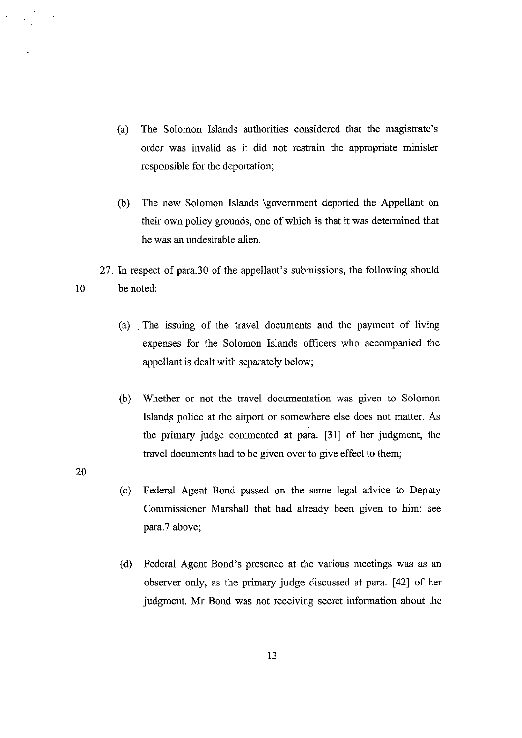(a) The Solomon Islands authorities considered that the magistrate's order was invalid as it did not restrain the appropriate minister responsible for the deportation;

(b) The new Solomon Islands \government deported the Appellant on their own policy grounds, one of which is that it was determined that he was an undesirable alien.

27. In respect of para.30 of the appellant's submissions, the following should be noted:

(a) The issuing of the travel documents and the payment of living expenses for the Solomon Islands officers who accompanied the appellant is dealt with separately below;

(b) Whether or not the travel documentation was given to Solomon Islands police at the airport or somewhere else does not matter. As the primary judge commented at para. [31] of her judgment, the travel documents had to be given over to give effect to them;

(c) Federal Agent Bond passed on the same legal advice to Deputy Commissioner Marshall that had already been given to him: see para.7 above;

(d) Federal Agent Bond's presence at the various meetings was as an observer only, as the primary judge discussed at para. [42] of her judgment. Mr Bond was not receiving secret information about the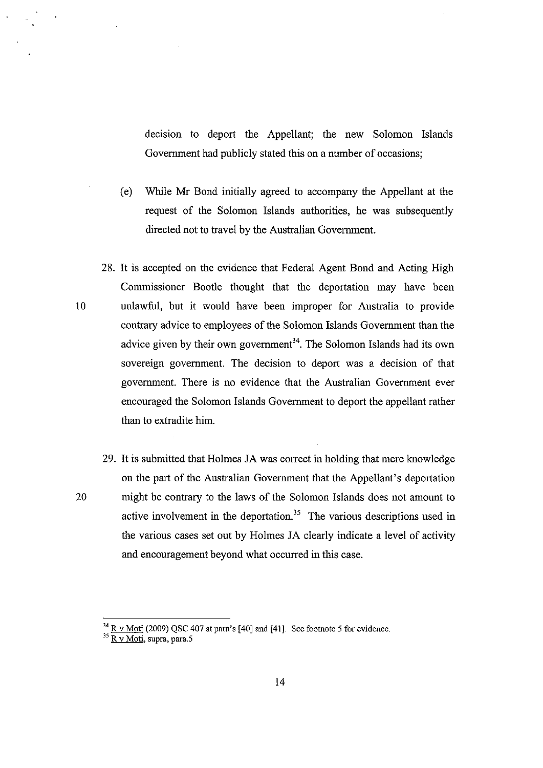decision to deport the Appellant; the new Solomon Islands Government had publicly stated this on a number of occasions;

(e) While Mr Bond initially agreed to accompany the Appellant at the request of the Solomon Islands authorities, he was subsequently directed not to travel by the Australian Government.

28. It is accepted on the evidence that Federal Agent Bond and Acting High Commissioner Bootle thought that the deportation may have been unlawful, but it would have been improper for Australia to provide contrary advice to employees of the Solomon Islands Government than the advice given by their own government[34]. The Solomon Islands had its own sovereign government. The decision to deport was a decision of that government. There is no evidence that the Australian Government ever encouraged the Solomon Islands Government to deport the appellant rather than to extradite him.

29. It is submitted that Holmes JA was correct in holding that mere knowledge on the part of the Australian Government that the Appellant's deportation might be contrary to the laws of the Solomon Islands does not amount to active involvement in the deportation.[35] The various descriptions used in the various cases set out by Holmes JA clearly indicate a level of activity and encouragement beyond what occurred in this case.

---

[34] R v Moti (2009) QSC 407 at para's [40] and [41]. See footnote 5 for evidence.

[35] R v Moti, supra, para.5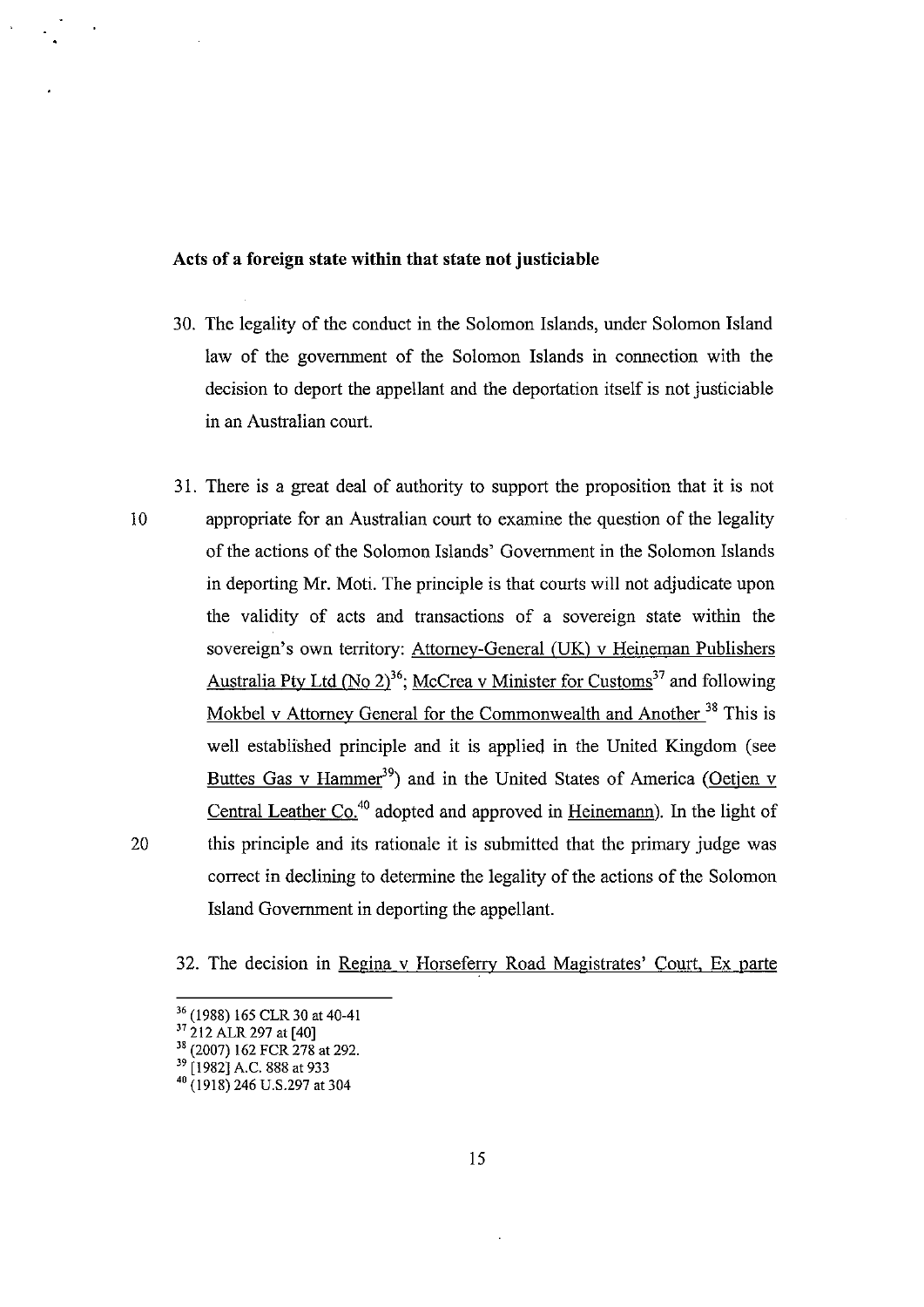**Acts of a foreign state within that state not justiciable**

30. The legality of the conduct in the Solomon Islands, under Solomon Island law of the government of the Solomon Islands in connection with the decision to deport the appellant and the deportation itself is not justiciable in an Australian court.

31. There is a great deal of authority to support the proposition that it is not appropriate for an Australian court to examine the question of the legality of the actions of the Solomon Islands' Government in the Solomon Islands in deporting Mr. Moti. The principle is that courts will not adjudicate upon the validity of acts and transactions of a sovereign state within the sovereign's own territory: Attorney-General (UK) v Heineman Publishers Australia Pty Ltd (No 2)[36]; McCrea v Minister for Customs[37] and following Mokbel v Attorney General for the Commonwealth and Another [38] This is well established principle and it is applied in the United Kingdom (see Buttes Gas v Hammer[39]) and in the United States of America (Oetjen v Central Leather Co.[40] adopted and approved in Heinemann). In the light of this principle and its rationale it is submitted that the primary judge was correct in declining to determine the legality of the actions of the Solomon Island Government in deporting the appellant.

32. The decision in Regina v Horseferry Road Magistrates' Court, Ex parte

---

[36] (1988) 165 CLR 30 at 40-41

[37] 212 ALR 297 at [40]

[38] (2007) 162 FCR 278 at 292.

[39] [1982] A.C. 888 at 933

[40] (1918) 246 U.S.297 at 304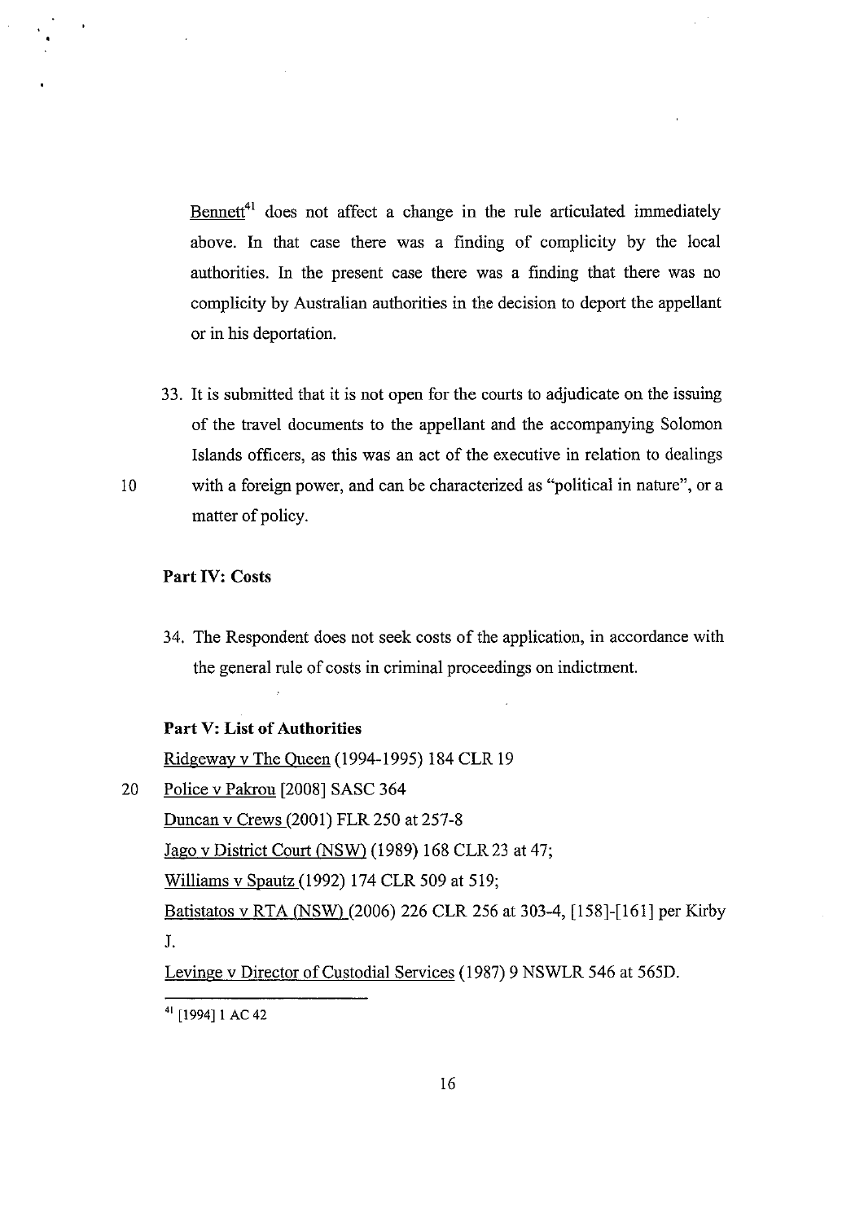Bennett[41] does not affect a change in the rule articulated immediately above. In that case there was a finding of complicity by the local authorities. In the present case there was a finding that there was no complicity by Australian authorities in the decision to deport the appellant or in his deportation.

33. It is submitted that it is not open for the courts to adjudicate on the issuing of the travel documents to the appellant and the accompanying Solomon Islands officers, as this was an act of the executive in relation to dealings with a foreign power, and can be characterized as "political in nature", or a matter of policy.

**Part IV: Costs**

34. The Respondent does not seek costs of the application, in accordance with the general rule of costs in criminal proceedings on indictment.

**Part V: List of Authorities**

Ridgeway v The Queen (1994-1995) 184 CLR 19

Police v Pakrou [2008] SASC 364

Duncan v Crews (2001) FLR 250 at 257-8

Jago v District Court (NSW) (1989) 168 CLR 23 at 47;

Williams v Spautz (1992) 174 CLR 509 at 519;

Batistatos v RTA (NSW) (2006) 226 CLR 256 at 303-4, [158]-[161] per Kirby J.

Levinge v Director of Custodial Services (1987) 9 NSWLR 546 at 565D.

---

[41] [1994] 1 AC 42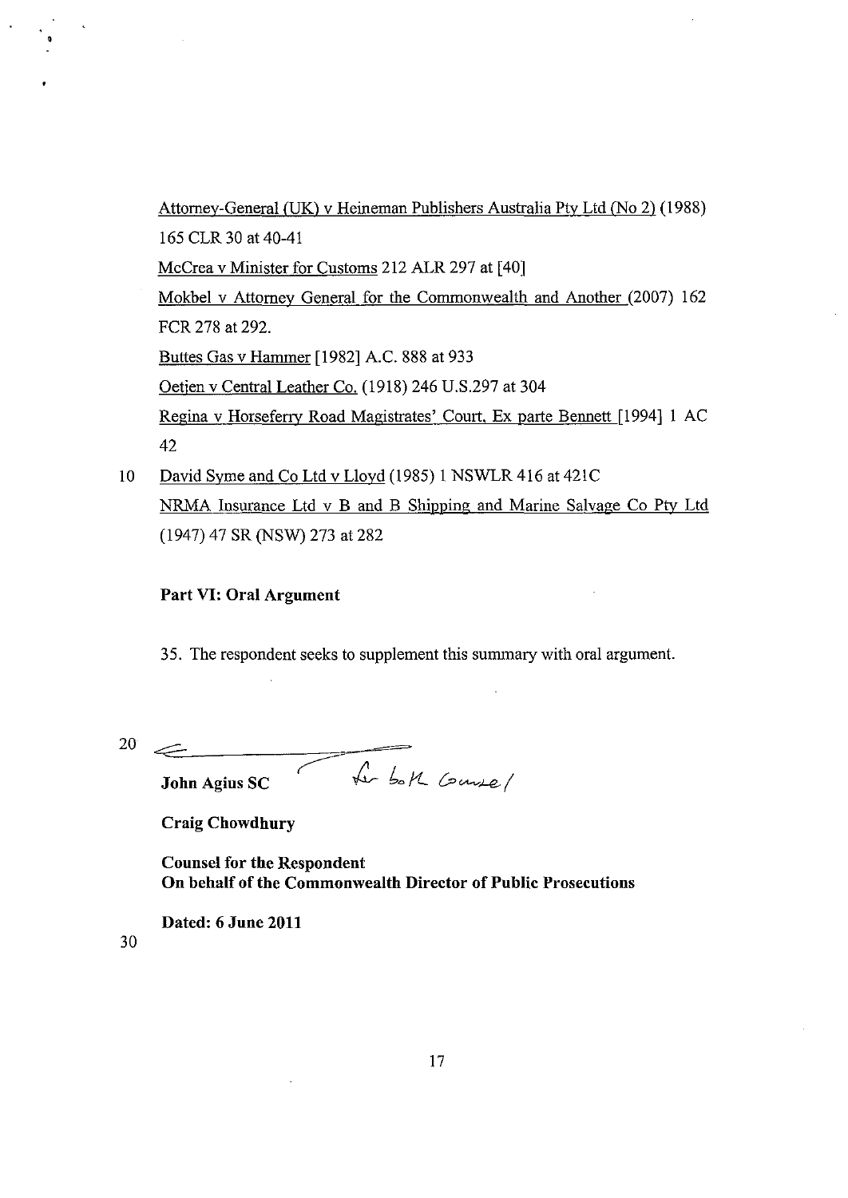Attorney-General (UK) v Heineman Publishers Australia Pty Ltd (No 2) (1988) 165 CLR 30 at 40-41

McCrea v Minister for Customs 212 ALR 297 at [40]

Mokbel v Attorney General for the Commonwealth and Another (2007) 162 FCR 278 at 292.

Buttes Gas v Hammer [1982] A.C. 888 at 933

Oetjen v Central Leather Co. (1918) 246 U.S.297 at 304

Regina v Horseferry Road Magistrates' Court, Ex parte Bennett [1994] 1 AC 42

David Syme and Co Ltd v Lloyd (1985) 1 NSWLR 416 at 421C

NRMA Insurance Ltd v B and B Shipping and Marine Salvage Co Pty Ltd (1947) 47 SR (NSW) 273 at 282

**Part VI: Oral Argument**

35. The respondent seeks to supplement this summary with oral argument.

for both Counsel

**John Agius SC**

**Craig Chowdhury**

**Counsel for the Respondent**
**On behalf of the Commonwealth Director of Public Prosecutions**

**Dated: 6 June 2011**